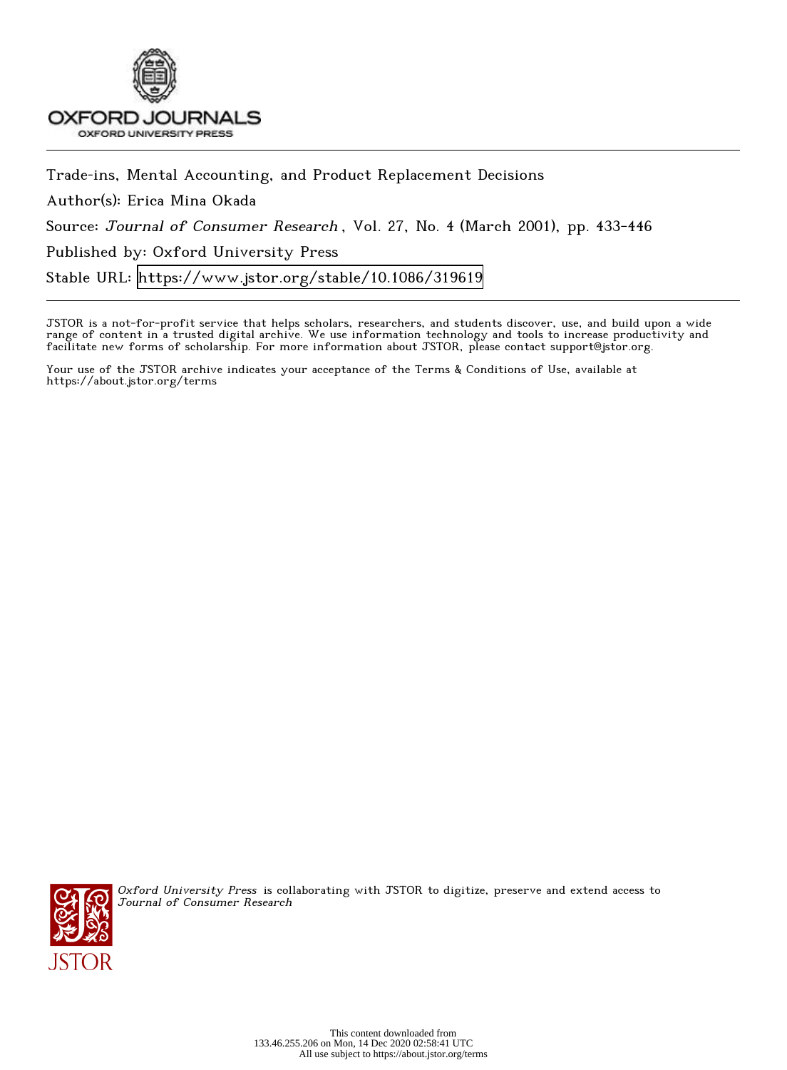Trade-ins, Mental Accounting, and Product Replacement Decisions

Author(s): Erica Mina Okada

Source: *Journal of Consumer Research*, Vol. 27, No. 4 (March 2001), pp. 433-446

Published by: Oxford University Press

Stable URL: https://www.jstor.org/stable/10.1086/319619

JSTOR is a not-for-profit service that helps scholars, researchers, and students discover, use, and build upon a wide range of content in a trusted digital archive. We use information technology and tools to increase productivity and facilitate new forms of scholarship. For more information about JSTOR, please contact support@jstor.org.

Your use of the JSTOR archive indicates your acceptance of the Terms & Conditions of Use, available at https://about.jstor.org/terms

*Oxford University Press* is collaborating with JSTOR to digitize, preserve and extend access to *Journal of Consumer Research*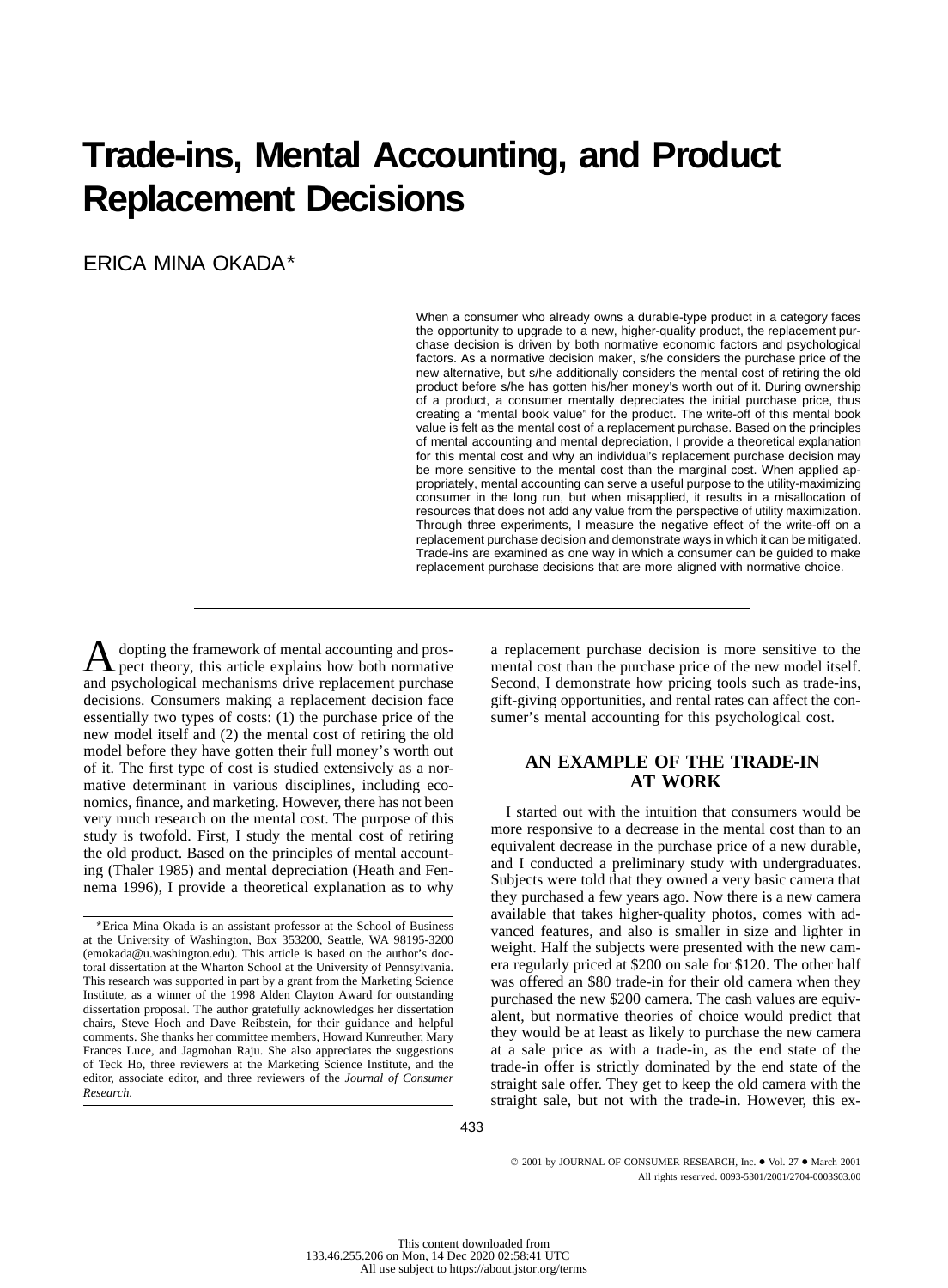# Trade-ins, Mental Accounting, and Product Replacement Decisions

ERICA MINA OKADA*

When a consumer who already owns a durable-type product in a category faces the opportunity to upgrade to a new, higher-quality product, the replacement purchase decision is driven by both normative economic factors and psychological factors. As a normative decision maker, s/he considers the purchase price of the new alternative, but s/he additionally considers the mental cost of retiring the old product before s/he has gotten his/her money's worth out of it. During ownership of a product, a consumer mentally depreciates the initial purchase price, thus creating a "mental book value" for the product. The write-off of this mental book value is felt as the mental cost of a replacement purchase. Based on the principles of mental accounting and mental depreciation, I provide a theoretical explanation for this mental cost and why an individual's replacement purchase decision may be more sensitive to the mental cost than the marginal cost. When applied appropriately, mental accounting can serve a useful purpose to the utility-maximizing consumer in the long run, but when misapplied, it results in a misallocation of resources that does not add any value from the perspective of utility maximization. Through three experiments, I measure the negative effect of the write-off on a replacement purchase decision and demonstrate ways in which it can be mitigated. Trade-ins are examined as one way in which a consumer can be guided to make replacement purchase decisions that are more aligned with normative choice.

Adopting the framework of mental accounting and prospect theory, this article explains how both normative and psychological mechanisms drive replacement purchase decisions. Consumers making a replacement decision face essentially two types of costs: (1) the purchase price of the new model itself and (2) the mental cost of retiring the old model before they have gotten their full money's worth out of it. The first type of cost is studied extensively as a normative determinant in various disciplines, including economics, finance, and marketing. However, there has not been very much research on the mental cost. The purpose of this study is twofold. First, I study the mental cost of retiring the old product. Based on the principles of mental accounting (Thaler 1985) and mental depreciation (Heath and Fennema 1996), I provide a theoretical explanation as to why a replacement purchase decision is more sensitive to the mental cost than the purchase price of the new model itself. Second, I demonstrate how pricing tools such as trade-ins, gift-giving opportunities, and rental rates can affect the consumer's mental accounting for this psychological cost.

*Erica Mina Okada is an assistant professor at the School of Business at the University of Washington, Box 353200, Seattle, WA 98195-3200 (emokada@u.washington.edu). This article is based on the author's doctoral dissertation at the Wharton School at the University of Pennsylvania. This research was supported in part by a grant from the Marketing Science Institute, as a winner of the 1998 Alden Clayton Award for outstanding dissertation proposal. The author gratefully acknowledges her dissertation chairs, Steve Hoch and Dave Reibstein, for their guidance and helpful comments. She thanks her committee members, Howard Kunreuther, Mary Frances Luce, and Jagmohan Raju. She also appreciates the suggestions of Teck Ho, three reviewers at the Marketing Science Institute, and the editor, associate editor, and three reviewers of the *Journal of Consumer Research*.

## AN EXAMPLE OF THE TRADE-IN AT WORK

I started out with the intuition that consumers would be more responsive to a decrease in the mental cost than to an equivalent decrease in the purchase price of a new durable, and I conducted a preliminary study with undergraduates. Subjects were told that they owned a very basic camera that they purchased a few years ago. Now there is a new camera available that takes higher-quality photos, comes with advanced features, and also is smaller in size and lighter in weight. Half the subjects were presented with the new camera regularly priced at $200 on sale for $120. The other half was offered an $80 trade-in for their old camera when they purchased the new $200 camera. The cash values are equivalent, but normative theories of choice would predict that they would be at least as likely to purchase the new camera at a sale price as with a trade-in, as the end state of the trade-in offer is strictly dominated by the end state of the straight sale offer. They get to keep the old camera with the straight sale, but not with the trade-in. However, this ex-

© 2001 by JOURNAL OF CONSUMER RESEARCH, Inc. • Vol. 27 • March 2001
All rights reserved. 0093-5301/2001/2704-0003$03.00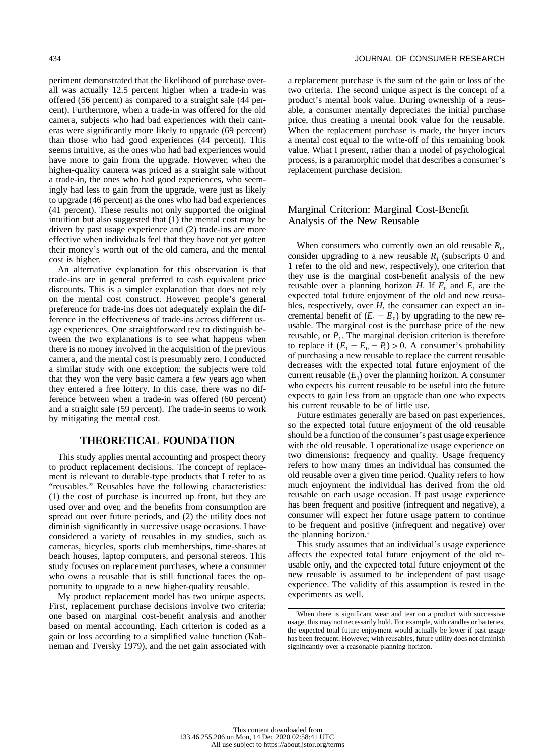periment demonstrated that the likelihood of purchase overall was actually 12.5 percent higher when a trade-in was offered (56 percent) as compared to a straight sale (44 percent). Furthermore, when a trade-in was offered for the old camera, subjects who had bad experiences with their cameras were significantly more likely to upgrade (69 percent) than those who had good experiences (44 percent). This seems intuitive, as the ones who had bad experiences would have more to gain from the upgrade. However, when the higher-quality camera was priced as a straight sale without a trade-in, the ones who had good experiences, who seemingly had less to gain from the upgrade, were just as likely to upgrade (46 percent) as the ones who had bad experiences (41 percent). These results not only supported the original intuition but also suggested that (1) the mental cost may be driven by past usage experience and (2) trade-ins are more effective when individuals feel that they have not yet gotten their money's worth out of the old camera, and the mental cost is higher.

An alternative explanation for this observation is that trade-ins are in general preferred to cash equivalent price discounts. This is a simpler explanation that does not rely on the mental cost construct. However, people's general preference for trade-ins does not adequately explain the difference in the effectiveness of trade-ins across different usage experiences. One straightforward test to distinguish between the two explanations is to see what happens when there is no money involved in the acquisition of the previous camera, and the mental cost is presumably zero. I conducted a similar study with one exception: the subjects were told that they won the very basic camera a few years ago when they entered a free lottery. In this case, there was no difference between when a trade-in was offered (60 percent) and a straight sale (59 percent). The trade-in seems to work by mitigating the mental cost.

## THEORETICAL FOUNDATION

This study applies mental accounting and prospect theory to product replacement decisions. The concept of replacement is relevant to durable-type products that I refer to as "reusables." Reusables have the following characteristics: (1) the cost of purchase is incurred up front, but they are used over and over, and the benefits from consumption are spread out over future periods, and (2) the utility does not diminish significantly in successive usage occasions. I have considered a variety of reusables in my studies, such as cameras, bicycles, sports club memberships, time-shares at beach houses, laptop computers, and personal stereos. This study focuses on replacement purchases, where a consumer who owns a reusable that is still functional faces the opportunity to upgrade to a new higher-quality reusable.

My product replacement model has two unique aspects. First, replacement purchase decisions involve two criteria: one based on marginal cost-benefit analysis and another based on mental accounting. Each criterion is coded as a gain or loss according to a simplified value function (Kahneman and Tversky 1979), and the net gain associated with a replacement purchase is the sum of the gain or loss of the two criteria. The second unique aspect is the concept of a product's mental book value. During ownership of a reusable, a consumer mentally depreciates the initial purchase price, thus creating a mental book value for the reusable. When the replacement purchase is made, the buyer incurs a mental cost equal to the write-off of this remaining book value. What I present, rather than a model of psychological process, is a paramorphic model that describes a consumer's replacement purchase decision.

### Marginal Criterion: Marginal Cost-Benefit Analysis of the New Reusable

When consumers who currently own an old reusable $R_0$, consider upgrading to a new reusable $R_1$ (subscripts 0 and 1 refer to the old and new, respectively), one criterion that they use is the marginal cost-benefit analysis of the new reusable over a planning horizon $H$. If $E_0$ and $E_1$ are the expected total future enjoyment of the old and new reusables, respectively, over $H$, the consumer can expect an incremental benefit of $(E_1 - E_0)$ by upgrading to the new reusable. The marginal cost is the purchase price of the new reusable, or $P_1$. The marginal decision criterion is therefore to replace if $(E_1 - E_0 - P_1) > 0$. A consumer's probability of purchasing a new reusable to replace the current reusable decreases with the expected total future enjoyment of the current reusable ($E_0$) over the planning horizon. A consumer who expects his current reusable to be useful into the future expects to gain less from an upgrade than one who expects his current reusable to be of little use.

Future estimates generally are based on past experiences, so the expected total future enjoyment of the old reusable should be a function of the consumer's past usage experience with the old reusable. I operationalize usage experience on two dimensions: frequency and quality. Usage frequency refers to how many times an individual has consumed the old reusable over a given time period. Quality refers to how much enjoyment the individual has derived from the old reusable on each usage occasion. If past usage experience has been frequent and positive (infrequent and negative), a consumer will expect her future usage pattern to continue to be frequent and positive (infrequent and negative) over the planning horizon.[1]

This study assumes that an individual's usage experience affects the expected total future enjoyment of the old reusable only, and the expected total future enjoyment of the new reusable is assumed to be independent of past usage experience. The validity of this assumption is tested in the experiments as well.

[1]When there is significant wear and tear on a product with successive usage, this may not necessarily hold. For example, with candles or batteries, the expected total future enjoyment would actually be lower if past usage has been frequent. However, with reusables, future utility does not diminish significantly over a reasonable planning horizon.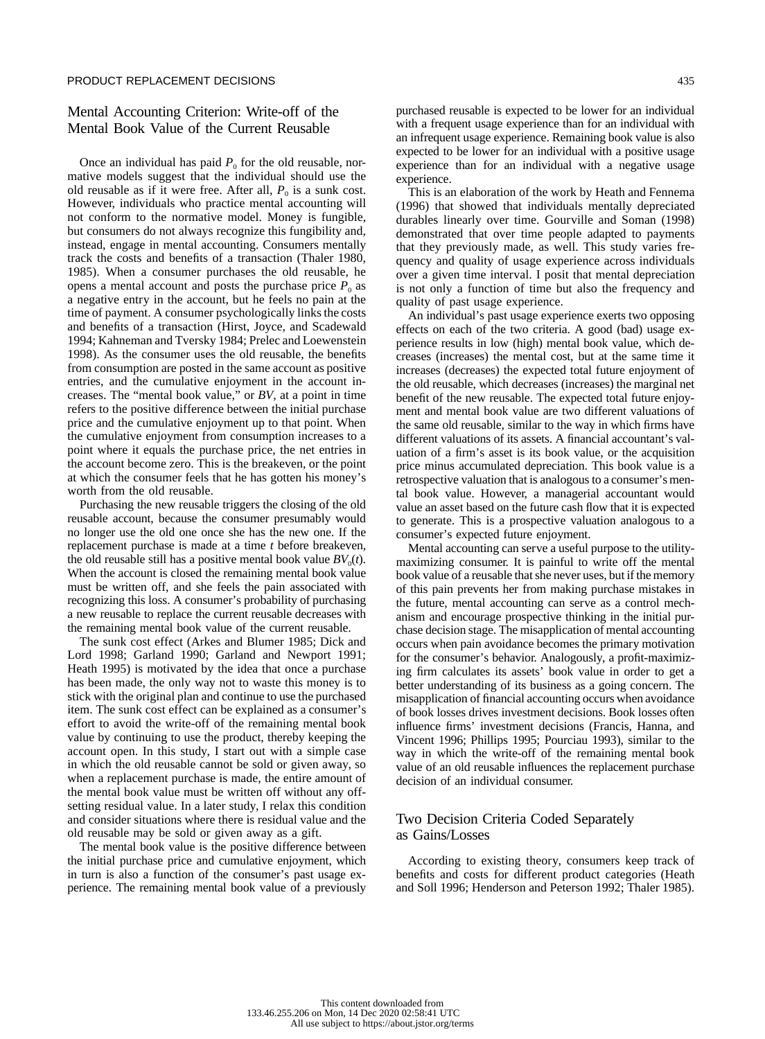## Mental Accounting Criterion: Write-off of the Mental Book Value of the Current Reusable

Once an individual has paid $P_0$ for the old reusable, normative models suggest that the individual should use the old reusable as if it were free. After all, $P_0$ is a sunk cost. However, individuals who practice mental accounting will not conform to the normative model. Money is fungible, but consumers do not always recognize this fungibility and, instead, engage in mental accounting. Consumers mentally track the costs and benefits of a transaction (Thaler 1980, 1985). When a consumer purchases the old reusable, he opens a mental account and posts the purchase price $P_0$ as a negative entry in the account, but he feels no pain at the time of payment. A consumer psychologically links the costs and benefits of a transaction (Hirst, Joyce, and Scadewald 1994; Kahneman and Tversky 1984; Prelec and Loewenstein 1998). As the consumer uses the old reusable, the benefits from consumption are posted in the same account as positive entries, and the cumulative enjoyment in the account increases. The "mental book value," or *BV*, at a point in time refers to the positive difference between the initial purchase price and the cumulative enjoyment up to that point. When the cumulative enjoyment from consumption increases to a point where it equals the purchase price, the net entries in the account become zero. This is the breakeven, or the point at which the consumer feels that he has gotten his money's worth from the old reusable.

Purchasing the new reusable triggers the closing of the old reusable account, because the consumer presumably would no longer use the old one once she has the new one. If the replacement purchase is made at a time $t$ before breakeven, the old reusable still has a positive mental book value $BV_0(t)$. When the account is closed the remaining mental book value must be written off, and she feels the pain associated with recognizing this loss. A consumer's probability of purchasing a new reusable to replace the current reusable decreases with the remaining mental book value of the current reusable.

The sunk cost effect (Arkes and Blumer 1985; Dick and Lord 1998; Garland 1990; Garland and Newport 1991; Heath 1995) is motivated by the idea that once a purchase has been made, the only way not to waste this money is to stick with the original plan and continue to use the purchased item. The sunk cost effect can be explained as a consumer's effort to avoid the write-off of the remaining mental book value by continuing to use the product, thereby keeping the account open. In this study, I start out with a simple case in which the old reusable cannot be sold or given away, so when a replacement purchase is made, the entire amount of the mental book value must be written off without any offsetting residual value. In a later study, I relax this condition and consider situations where there is residual value and the old reusable may be sold or given away as a gift.

The mental book value is the positive difference between the initial purchase price and cumulative enjoyment, which in turn is also a function of the consumer's past usage experience. The remaining mental book value of a previously purchased reusable is expected to be lower for an individual with a frequent usage experience than for an individual with an infrequent usage experience. Remaining book value is also expected to be lower for an individual with a positive usage experience than for an individual with a negative usage experience.

This is an elaboration of the work by Heath and Fennema (1996) that showed that individuals mentally depreciated durables linearly over time. Gourville and Soman (1998) demonstrated that over time people adapted to payments that they previously made, as well. This study varies frequency and quality of usage experience across individuals over a given time interval. I posit that mental depreciation is not only a function of time but also the frequency and quality of past usage experience.

An individual's past usage experience exerts two opposing effects on each of the two criteria. A good (bad) usage experience results in low (high) mental book value, which decreases (increases) the mental cost, but at the same time it increases (decreases) the expected total future enjoyment of the old reusable, which decreases (increases) the marginal net benefit of the new reusable. The expected total future enjoyment and mental book value are two different valuations of the same old reusable, similar to the way in which firms have different valuations of its assets. A financial accountant's valuation of a firm's asset is its book value, or the acquisition price minus accumulated depreciation. This book value is a retrospective valuation that is analogous to a consumer's mental book value. However, a managerial accountant would value an asset based on the future cash flow that it is expected to generate. This is a prospective valuation analogous to a consumer's expected future enjoyment.

Mental accounting can serve a useful purpose to the utility-maximizing consumer. It is painful to write off the mental book value of a reusable that she never uses, but if the memory of this pain prevents her from making purchase mistakes in the future, mental accounting can serve as a control mechanism and encourage prospective thinking in the initial purchase decision stage. The misapplication of mental accounting occurs when pain avoidance becomes the primary motivation for the consumer's behavior. Analogously, a profit-maximizing firm calculates its assets' book value in order to get a better understanding of its business as a going concern. The misapplication of financial accounting occurs when avoidance of book losses drives investment decisions. Book losses often influence firms' investment decisions (Francis, Hanna, and Vincent 1996; Phillips 1995; Pourciau 1993), similar to the way in which the write-off of the remaining mental book value of an old reusable influences the replacement purchase decision of an individual consumer.

## Two Decision Criteria Coded Separately as Gains/Losses

According to existing theory, consumers keep track of benefits and costs for different product categories (Heath and Soll 1996; Henderson and Peterson 1992; Thaler 1985).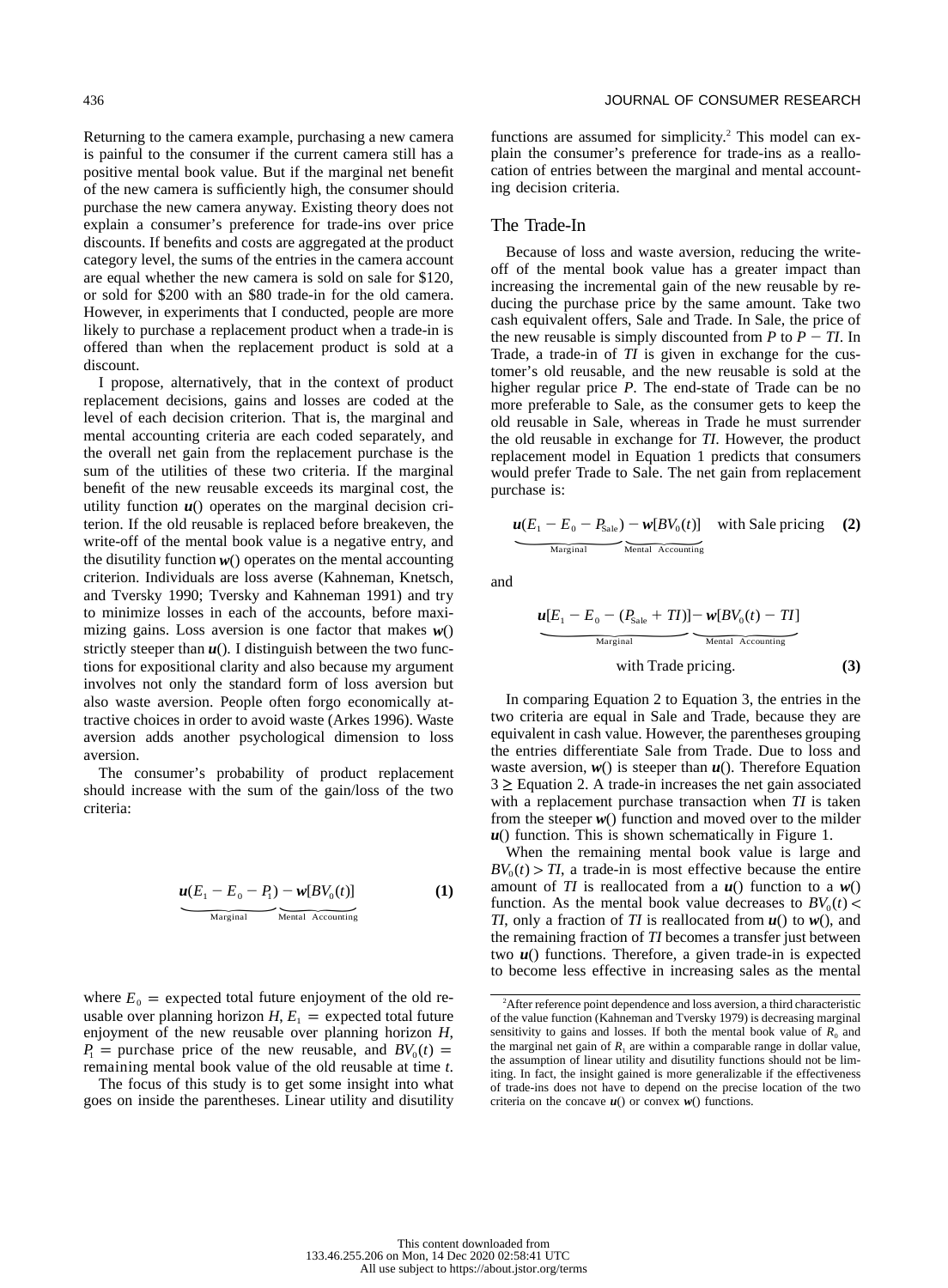Returning to the camera example, purchasing a new camera is painful to the consumer if the current camera still has a positive mental book value. But if the marginal net benefit of the new camera is sufficiently high, the consumer should purchase the new camera anyway. Existing theory does not explain a consumer's preference for trade-ins over price discounts. If benefits and costs are aggregated at the product category level, the sums of the entries in the camera account are equal whether the new camera is sold on sale for \$120, or sold for \$200 with an \$80 trade-in for the old camera. However, in experiments that I conducted, people are more likely to purchase a replacement product when a trade-in is offered than when the replacement product is sold at a discount.

I propose, alternatively, that in the context of product replacement decisions, gains and losses are coded at the level of each decision criterion. That is, the marginal and mental accounting criteria are each coded separately, and the overall net gain from the replacement purchase is the sum of the utilities of these two criteria. If the marginal benefit of the new reusable exceeds its marginal cost, the utility function $\boldsymbol{u}()$ operates on the marginal decision criterion. If the old reusable is replaced before breakeven, the write-off of the mental book value is a negative entry, and the disutility function $\boldsymbol{w}()$ operates on the mental accounting criterion. Individuals are loss averse (Kahneman, Knetsch, and Tversky 1990; Tversky and Kahneman 1991) and try to minimize losses in each of the accounts, before maximizing gains. Loss aversion is one factor that makes $\boldsymbol{w}()$ strictly steeper than $\boldsymbol{u}()$. I distinguish between the two functions for expositional clarity and also because my argument involves not only the standard form of loss aversion but also waste aversion. People often forgo economically attractive choices in order to avoid waste (Arkes 1996). Waste aversion adds another psychological dimension to loss aversion.

The consumer's probability of product replacement should increase with the sum of the gain/loss of the two criteria:

$$\underbrace{\boldsymbol{u}(E_1 - E_0 - P_1)}_{\text{Marginal}} - \underbrace{\boldsymbol{w}[BV_0(t)]}_{\text{Mental Accounting}} \tag{1}$$

where $E_0$ = expected total future enjoyment of the old reusable over planning horizon $H$, $E_1$ = expected total future enjoyment of the new reusable over planning horizon $H$, $P_1$ = purchase price of the new reusable, and $BV_0(t)$ = remaining mental book value of the old reusable at time $t$.

The focus of this study is to get some insight into what goes on inside the parentheses. Linear utility and disutility functions are assumed for simplicity.[2] This model can explain the consumer's preference for trade-ins as a reallocation of entries between the marginal and mental accounting decision criteria.

## The Trade-In

Because of loss and waste aversion, reducing the write-off of the mental book value has a greater impact than increasing the incremental gain of the new reusable by reducing the purchase price by the same amount. Take two cash equivalent offers, Sale and Trade. In Sale, the price of the new reusable is simply discounted from $P$ to $P - TI$. In Trade, a trade-in of $TI$ is given in exchange for the customer's old reusable, and the new reusable is sold at the higher regular price $P$. The end-state of Trade can be no more preferable to Sale, as the consumer gets to keep the old reusable in Sale, whereas in Trade he must surrender the old reusable in exchange for $TI$. However, the product replacement model in Equation 1 predicts that consumers would prefer Trade to Sale. The net gain from replacement purchase is:

$$\underbrace{\boldsymbol{u}(E_1 - E_0 - P_{\text{Sale}})}_{\text{Marginal}} - \underbrace{\boldsymbol{w}[BV_0(t)]}_{\text{Mental Accounting}} \quad \text{with Sale pricing} \tag{2}$$

and

$$\underbrace{\boldsymbol{u}[E_1 - E_0 - (P_{\text{Sale}} + TI)]}_{\text{Marginal}} - \underbrace{\boldsymbol{w}[BV_0(t) - TI]}_{\text{Mental Accounting}} \quad \text{with Trade pricing.} \tag{3}$$

In comparing Equation 2 to Equation 3, the entries in the two criteria are equal in Sale and Trade, because they are equivalent in cash value. However, the parentheses grouping the entries differentiate Sale from Trade. Due to loss and waste aversion, $\boldsymbol{w}()$ is steeper than $\boldsymbol{u}()$. Therefore Equation 3 ≥ Equation 2. A trade-in increases the net gain associated with a replacement purchase transaction when $TI$ is taken from the steeper $\boldsymbol{w}()$ function and moved over to the milder $\boldsymbol{u}()$ function. This is shown schematically in Figure 1.

When the remaining mental book value is large and $BV_0(t) > TI$, a trade-in is most effective because the entire amount of $TI$ is reallocated from a $\boldsymbol{u}()$ function to a $\boldsymbol{w}()$ function. As the mental book value decreases to $BV_0(t) < TI$, only a fraction of $TI$ is reallocated from $\boldsymbol{u}()$ to $\boldsymbol{w}()$, and the remaining fraction of $TI$ becomes a transfer just between two $\boldsymbol{u}()$ functions. Therefore, a given trade-in is expected to become less effective in increasing sales as the mental

[2] After reference point dependence and loss aversion, a third characteristic of the value function (Kahneman and Tversky 1979) is decreasing marginal sensitivity to gains and losses. If both the mental book value of $R_0$ and the marginal net gain of $R_1$ are within a comparable range in dollar value, the assumption of linear utility and disutility functions should not be limiting. In fact, the insight gained is more generalizable if the effectiveness of trade-ins does not have to depend on the precise location of the two criteria on the concave $\boldsymbol{u}()$ or convex $\boldsymbol{w}()$ functions.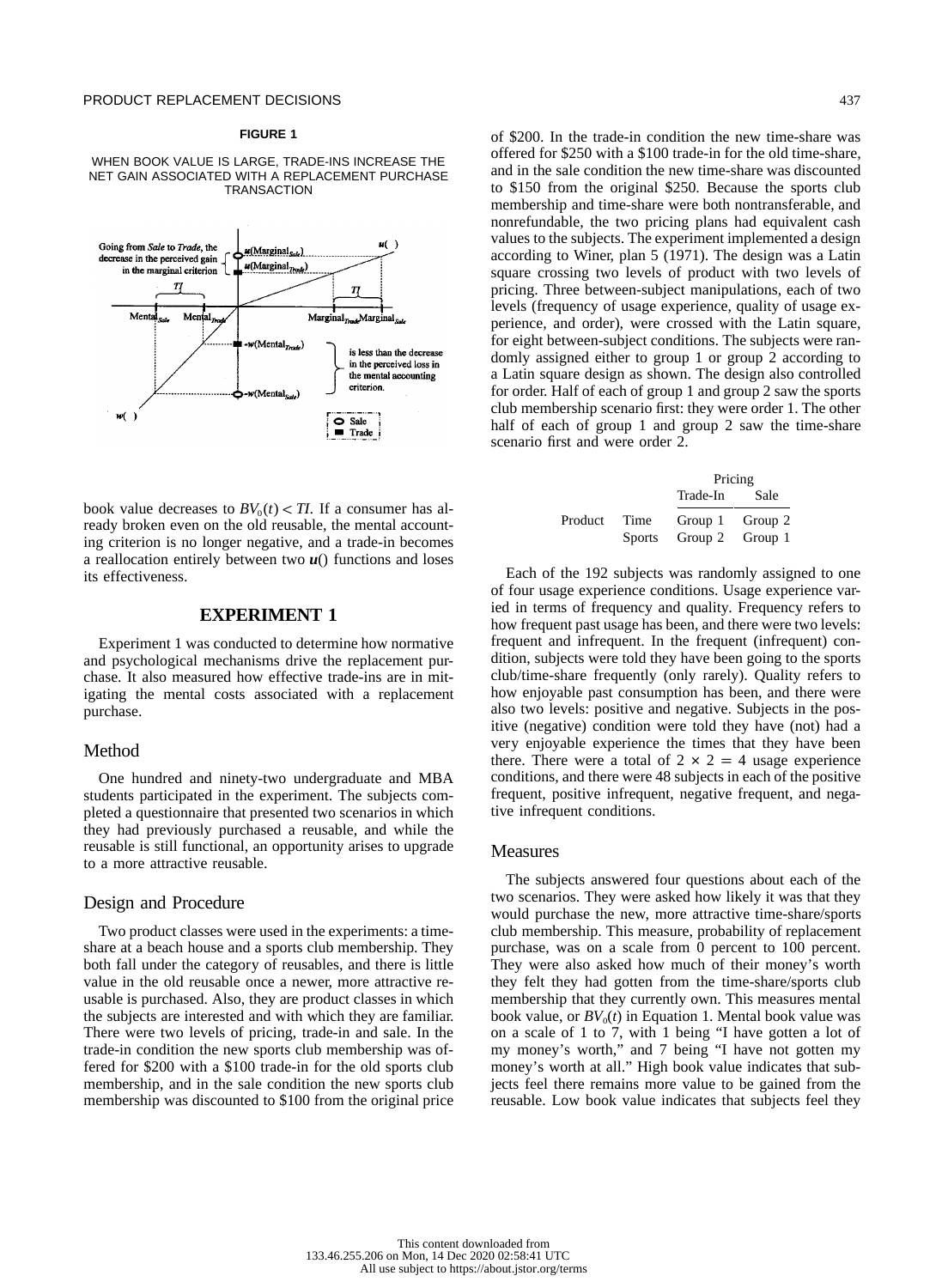**FIGURE 1**

WHEN BOOK VALUE IS LARGE, TRADE-INS INCREASE THE NET GAIN ASSOCIATED WITH A REPLACEMENT PURCHASE TRANSACTION

book value decreases to $BV_0(t) < TI$. If a consumer has already broken even on the old reusable, the mental accounting criterion is no longer negative, and a trade-in becomes a reallocation entirely between two $\boldsymbol{u}()$ functions and loses its effectiveness.

## EXPERIMENT 1

Experiment 1 was conducted to determine how normative and psychological mechanisms drive the replacement purchase. It also measured how effective trade-ins are in mitigating the mental costs associated with a replacement purchase.

### Method

One hundred and ninety-two undergraduate and MBA students participated in the experiment. The subjects completed a questionnaire that presented two scenarios in which they had previously purchased a reusable, and while the reusable is still functional, an opportunity arises to upgrade to a more attractive reusable.

### Design and Procedure

Two product classes were used in the experiments: a time-share at a beach house and a sports club membership. They both fall under the category of reusables, and there is little value in the old reusable once a newer, more attractive reusable is purchased. Also, they are product classes in which the subjects are interested and with which they are familiar. There were two levels of pricing, trade-in and sale. In the trade-in condition the new sports club membership was offered for \$200 with a \$100 trade-in for the old sports club membership, and in the sale condition the new sports club membership was discounted to \$100 from the original price of \$200. In the trade-in condition the new time-share was offered for \$250 with a \$100 trade-in for the old time-share, and in the sale condition the new time-share was discounted to \$150 from the original \$250. Because the sports club membership and time-share were both nontransferable, and nonrefundable, the two pricing plans had equivalent cash values to the subjects. The experiment implemented a design according to Winer, plan 5 (1971). The design was a Latin square crossing two levels of product with two levels of pricing. Three between-subject manipulations, each of two levels (frequency of usage experience, quality of usage experience, and order), were crossed with the Latin square, for eight between-subject conditions. The subjects were randomly assigned either to group 1 or group 2 according to a Latin square design as shown. The design also controlled for order. Half of each of group 1 and group 2 saw the sports club membership scenario first: they were order 1. The other half of each of group 1 and group 2 saw the time-share scenario first and were order 2.

| | | Pricing | |
|---|---|---|---|
| | | Trade-In | Sale |
| Product | Time | Group 1 | Group 2 |
| | Sports | Group 2 | Group 1 |

Each of the 192 subjects was randomly assigned to one of four usage experience conditions. Usage experience varied in terms of frequency and quality. Frequency refers to how frequent past usage has been, and there were two levels: frequent and infrequent. In the frequent (infrequent) condition, subjects were told they have been going to the sports club/time-share frequently (only rarely). Quality refers to how enjoyable past consumption has been, and there were also two levels: positive and negative. Subjects in the positive (negative) condition were told they have (not) had a very enjoyable experience the times that they have been there. There were a total of $2 \times 2 = 4$ usage experience conditions, and there were 48 subjects in each of the positive frequent, positive infrequent, negative frequent, and negative infrequent conditions.

### Measures

The subjects answered four questions about each of the two scenarios. They were asked how likely it was that they would purchase the new, more attractive time-share/sports club membership. This measure, probability of replacement purchase, was on a scale from 0 percent to 100 percent. They were also asked how much of their money's worth they felt they had gotten from the time-share/sports club membership that they currently own. This measures mental book value, or $BV_0(t)$ in Equation 1. Mental book value was on a scale of 1 to 7, with 1 being "I have gotten a lot of my money's worth," and 7 being "I have not gotten my money's worth at all." High book value indicates that subjects feel there remains more value to be gained from the reusable. Low book value indicates that subjects feel they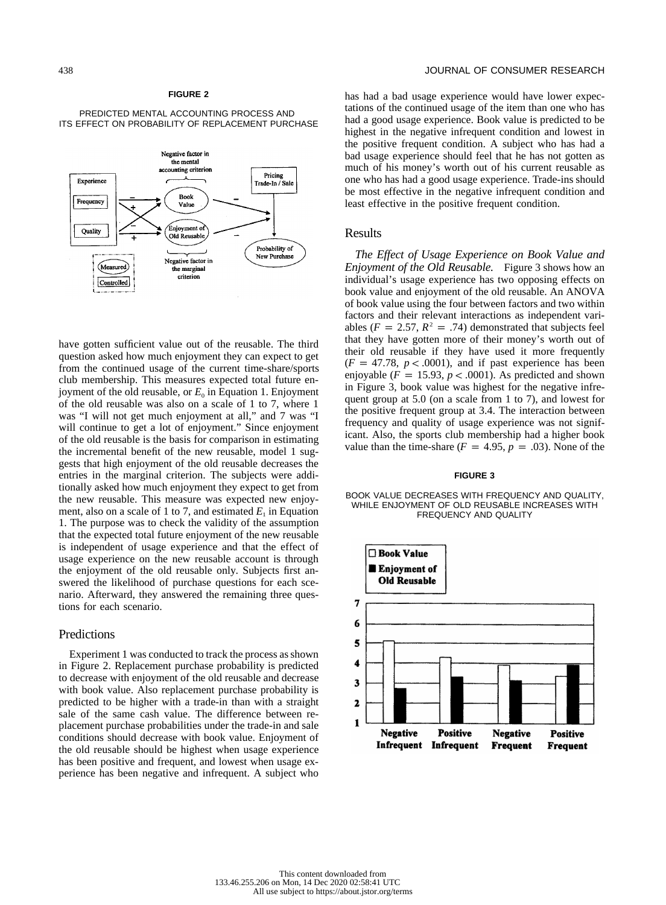**FIGURE 2**

PREDICTED MENTAL ACCOUNTING PROCESS AND ITS EFFECT ON PROBABILITY OF REPLACEMENT PURCHASE

have gotten sufficient value out of the reusable. The third question asked how much enjoyment they can expect to get from the continued usage of the current time-share/sports club membership. This measures expected total future enjoyment of the old reusable, or $E_0$ in Equation 1. Enjoyment of the old reusable was also on a scale of 1 to 7, where 1 was "I will not get much enjoyment at all," and 7 was "I will continue to get a lot of enjoyment." Since enjoyment of the old reusable is the basis for comparison in estimating the incremental benefit of the new reusable, model 1 suggests that high enjoyment of the old reusable decreases the entries in the marginal criterion. The subjects were additionally asked how much enjoyment they expect to get from the new reusable. This measure was expected new enjoyment, also on a scale of 1 to 7, and estimated $E_1$ in Equation 1. The purpose was to check the validity of the assumption that the expected total future enjoyment of the new reusable is independent of usage experience and that the effect of usage experience on the new reusable account is through the enjoyment of the old reusable only. Subjects first answered the likelihood of purchase questions for each scenario. Afterward, they answered the remaining three questions for each scenario.

## Predictions

Experiment 1 was conducted to track the process as shown in Figure 2. Replacement purchase probability is predicted to decrease with enjoyment of the old reusable and decrease with book value. Also replacement purchase probability is predicted to be higher with a trade-in than with a straight sale of the same cash value. The difference between replacement purchase probabilities under the trade-in and sale conditions should decrease with book value. Enjoyment of the old reusable should be highest when usage experience has been positive and frequent, and lowest when usage experience has been negative and infrequent. A subject who has had a bad usage experience would have lower expectations of the continued usage of the item than one who has had a good usage experience. Book value is predicted to be highest in the negative infrequent condition and lowest in the positive frequent condition. A subject who has had a bad usage experience should feel that he has not gotten as much of his money's worth out of his current reusable as one who has had a good usage experience. Trade-ins should be most effective in the negative infrequent condition and least effective in the positive frequent condition.

## Results

*The Effect of Usage Experience on Book Value and Enjoyment of the Old Reusable.* Figure 3 shows how an individual's usage experience has two opposing effects on book value and enjoyment of the old reusable. An ANOVA of book value using the four between factors and two within factors and their relevant interactions as independent variables ($F = 2.57$, $R^2 = .74$) demonstrated that subjects feel that they have gotten more of their money's worth out of their old reusable if they have used it more frequently ($F = 47.78$, $p < .0001$), and if past experience has been enjoyable ($F = 15.93$, $p < .0001$). As predicted and shown in Figure 3, book value was highest for the negative infrequent group at 5.0 (on a scale from 1 to 7), and lowest for the positive frequent group at 3.4. The interaction between frequency and quality of usage experience was not significant. Also, the sports club membership had a higher book value than the time-share ($F = 4.95$, $p = .03$). None of the

**FIGURE 3**

BOOK VALUE DECREASES WITH FREQUENCY AND QUALITY, WHILE ENJOYMENT OF OLD REUSABLE INCREASES WITH FREQUENCY AND QUALITY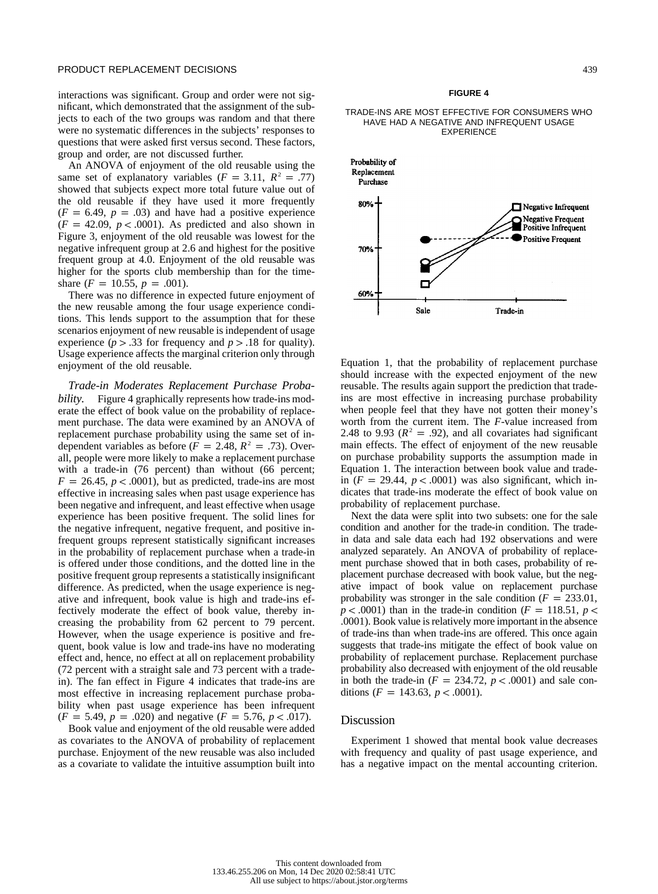interactions was significant. Group and order were not significant, which demonstrated that the assignment of the subjects to each of the two groups was random and that there were no systematic differences in the subjects' responses to questions that were asked first versus second. These factors, group and order, are not discussed further.

An ANOVA of enjoyment of the old reusable using the same set of explanatory variables ($F = 3.11$, $R^2 = .77$) showed that subjects expect more total future value out of the old reusable if they have used it more frequently ($F = 6.49$, $p = .03$) and have had a positive experience ($F = 42.09$, $p < .0001$). As predicted and also shown in Figure 3, enjoyment of the old reusable was lowest for the negative infrequent group at 2.6 and highest for the positive frequent group at 4.0. Enjoyment of the old reusable was higher for the sports club membership than for the timeshare ($F = 10.55$, $p = .001$).

There was no difference in expected future enjoyment of the new reusable among the four usage experience conditions. This lends support to the assumption that for these scenarios enjoyment of new reusable is independent of usage experience ($p > .33$ for frequency and $p > .18$ for quality). Usage experience affects the marginal criterion only through enjoyment of the old reusable.

*Trade-in Moderates Replacement Purchase Probability.* Figure 4 graphically represents how trade-ins moderate the effect of book value on the probability of replacement purchase. The data were examined by an ANOVA of replacement purchase probability using the same set of independent variables as before ($F = 2.48$, $R^2 = .73$). Overall, people were more likely to make a replacement purchase with a trade-in (76 percent) than without (66 percent; $F = 26.45$, $p < .0001$), but as predicted, trade-ins are most effective in increasing sales when past usage experience has been negative and infrequent, and least effective when usage experience has been positive frequent. The solid lines for the negative infrequent, negative frequent, and positive infrequent groups represent statistically significant increases in the probability of replacement purchase when a trade-in is offered under those conditions, and the dotted line in the positive frequent group represents a statistically insignificant difference. As predicted, when the usage experience is negative and infrequent, book value is high and trade-ins effectively moderate the effect of book value, thereby increasing the probability from 62 percent to 79 percent. However, when the usage experience is positive and frequent, book value is low and trade-ins have no moderating effect and, hence, no effect at all on replacement probability (72 percent with a straight sale and 73 percent with a trade-in). The fan effect in Figure 4 indicates that trade-ins are most effective in increasing replacement purchase probability when past usage experience has been infrequent ($F = 5.49$, $p = .020$) and negative ($F = 5.76$, $p < .017$).

Book value and enjoyment of the old reusable were added as covariates to the ANOVA of probability of replacement purchase. Enjoyment of the new reusable was also included as a covariate to validate the intuitive assumption built into Equation 1, that the probability of replacement purchase should increase with the expected enjoyment of the new reusable. The results again support the prediction that trade-ins are most effective in increasing purchase probability when people feel that they have not gotten their money's worth from the current item. The *F*-value increased from 2.48 to 9.93 ($R^2 = .92$), and all covariates had significant main effects. The effect of enjoyment of the new reusable on purchase probability supports the assumption made in Equation 1. The interaction between book value and trade-in ($F = 29.44$, $p < .0001$) was also significant, which indicates that trade-ins moderate the effect of book value on probability of replacement purchase.

Next the data were split into two subsets: one for the sale condition and another for the trade-in condition. The trade-in data and sale data each had 192 observations and were analyzed separately. An ANOVA of probability of replacement purchase showed that in both cases, probability of replacement purchase decreased with book value, but the negative impact of book value on replacement purchase probability was stronger in the sale condition ($F = 233.01$, $p < .0001$) than in the trade-in condition ($F = 118.51$, $p < .0001$). Book value is relatively more important in the absence of trade-ins than when trade-ins are offered. This once again suggests that trade-ins mitigate the effect of book value on probability of replacement purchase. Replacement purchase probability also decreased with enjoyment of the old reusable in both the trade-in ($F = 234.72$, $p < .0001$) and sale conditions ($F = 143.63$, $p < .0001$).

**FIGURE 4**

TRADE-INS ARE MOST EFFECTIVE FOR CONSUMERS WHO HAVE HAD A NEGATIVE AND INFREQUENT USAGE EXPERIENCE

## Discussion

Experiment 1 showed that mental book value decreases with frequency and quality of past usage experience, and has a negative impact on the mental accounting criterion.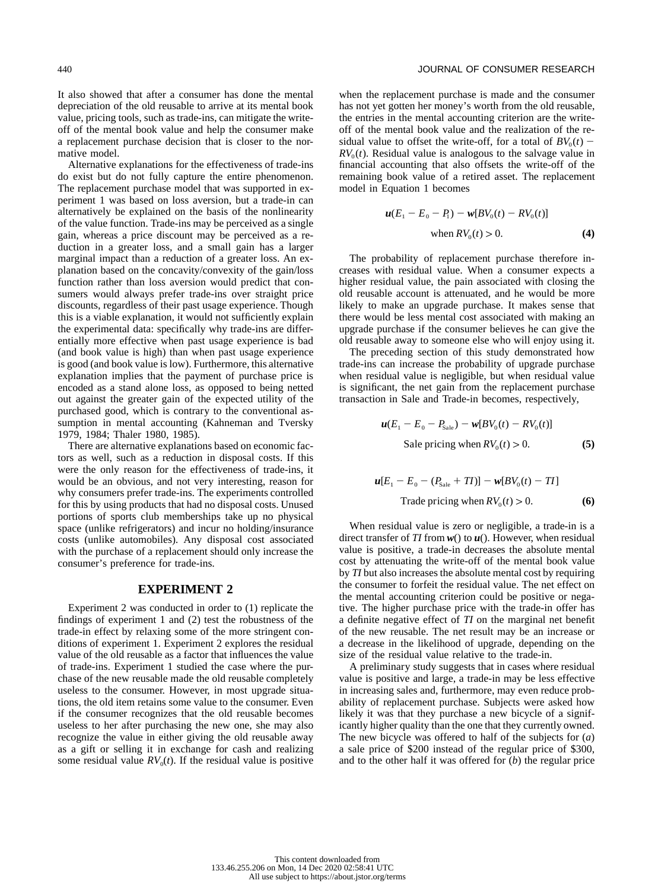It also showed that after a consumer has done the mental depreciation of the old reusable to arrive at its mental book value, pricing tools, such as trade-ins, can mitigate the write-off of the mental book value and help the consumer make a replacement purchase decision that is closer to the normative model.

Alternative explanations for the effectiveness of trade-ins do exist but do not fully capture the entire phenomenon. The replacement purchase model that was supported in experiment 1 was based on loss aversion, but a trade-in can alternatively be explained on the basis of the nonlinearity of the value function. Trade-ins may be perceived as a single gain, whereas a price discount may be perceived as a reduction in a greater loss, and a small gain has a larger marginal impact than a reduction of a greater loss. An explanation based on the concavity/convexity of the gain/loss function rather than loss aversion would predict that consumers would always prefer trade-ins over straight price discounts, regardless of their past usage experience. Though this is a viable explanation, it would not sufficiently explain the experimental data: specifically why trade-ins are differentially more effective when past usage experience is bad (and book value is high) than when past usage experience is good (and book value is low). Furthermore, this alternative explanation implies that the payment of purchase price is encoded as a stand alone loss, as opposed to being netted out against the greater gain of the expected utility of the purchased good, which is contrary to the conventional assumption in mental accounting (Kahneman and Tversky 1979, 1984; Thaler 1980, 1985).

There are alternative explanations based on economic factors as well, such as a reduction in disposal costs. If this were the only reason for the effectiveness of trade-ins, it would be an obvious, and not very interesting, reason for why consumers prefer trade-ins. The experiments controlled for this by using products that had no disposal costs. Unused portions of sports club memberships take up no physical space (unlike refrigerators) and incur no holding/insurance costs (unlike automobiles). Any disposal cost associated with the purchase of a replacement should only increase the consumer's preference for trade-ins.

## EXPERIMENT 2

Experiment 2 was conducted in order to (1) replicate the findings of experiment 1 and (2) test the robustness of the trade-in effect by relaxing some of the more stringent conditions of experiment 1. Experiment 2 explores the residual value of the old reusable as a factor that influences the value of trade-ins. Experiment 1 studied the case where the purchase of the new reusable made the old reusable completely useless to the consumer. However, in most upgrade situations, the old item retains some value to the consumer. Even if the consumer recognizes that the old reusable becomes useless to her after purchasing the new one, she may also recognize the value in either giving the old reusable away as a gift or selling it in exchange for cash and realizing some residual value $RV_0(t)$. If the residual value is positive when the replacement purchase is made and the consumer has not yet gotten her money's worth from the old reusable, the entries in the mental accounting criterion are the write-off of the mental book value and the realization of the residual value to offset the write-off, for a total of $BV_0(t) - RV_0(t)$. Residual value is analogous to the salvage value in financial accounting that also offsets the write-off of the remaining book value of a retired asset. The replacement model in Equation 1 becomes

$$\boldsymbol{u}(E_1 - E_0 - P_1) - \boldsymbol{w}[BV_0(t) - RV_0(t)] \quad \text{when } RV_0(t) > 0. \tag{4}$$

The probability of replacement purchase therefore increases with residual value. When a consumer expects a higher residual value, the pain associated with closing the old reusable account is attenuated, and he would be more likely to make an upgrade purchase. It makes sense that there would be less mental cost associated with making an upgrade purchase if the consumer believes he can give the old reusable away to someone else who will enjoy using it.

The preceding section of this study demonstrated how trade-ins can increase the probability of upgrade purchase when residual value is negligible, but when residual value is significant, the net gain from the replacement purchase transaction in Sale and Trade-in becomes, respectively,

$$\boldsymbol{u}(E_1 - E_0 - P_{\text{Sale}}) - \boldsymbol{w}[BV_0(t) - RV_0(t)] \quad \text{Sale pricing when } RV_0(t) > 0. \tag{5}$$

$$\boldsymbol{u}[E_1 - E_0 - (P_{\text{Sale}} + TI)] - \boldsymbol{w}[BV_0(t) - TI] \quad \text{Trade pricing when } RV_0(t) > 0. \tag{6}$$

When residual value is zero or negligible, a trade-in is a direct transfer of $TI$ from $\boldsymbol{w}()$ to $\boldsymbol{u}()$. However, when residual value is positive, a trade-in decreases the absolute mental cost by attenuating the write-off of the mental book value by $TI$ but also increases the absolute mental cost by requiring the consumer to forfeit the residual value. The net effect on the mental accounting criterion could be positive or negative. The higher purchase price with the trade-in offer has a definite negative effect of $TI$ on the marginal net benefit of the new reusable. The net result may be an increase or a decrease in the likelihood of upgrade, depending on the size of the residual value relative to the trade-in.

A preliminary study suggests that in cases where residual value is positive and large, a trade-in may be less effective in increasing sales and, furthermore, may even reduce probability of replacement purchase. Subjects were asked how likely it was that they purchase a new bicycle of a significantly higher quality than the one that they currently owned. The new bicycle was offered to half of the subjects for (*a*) a sale price of \$200 instead of the regular price of \$300, and to the other half it was offered for (*b*) the regular price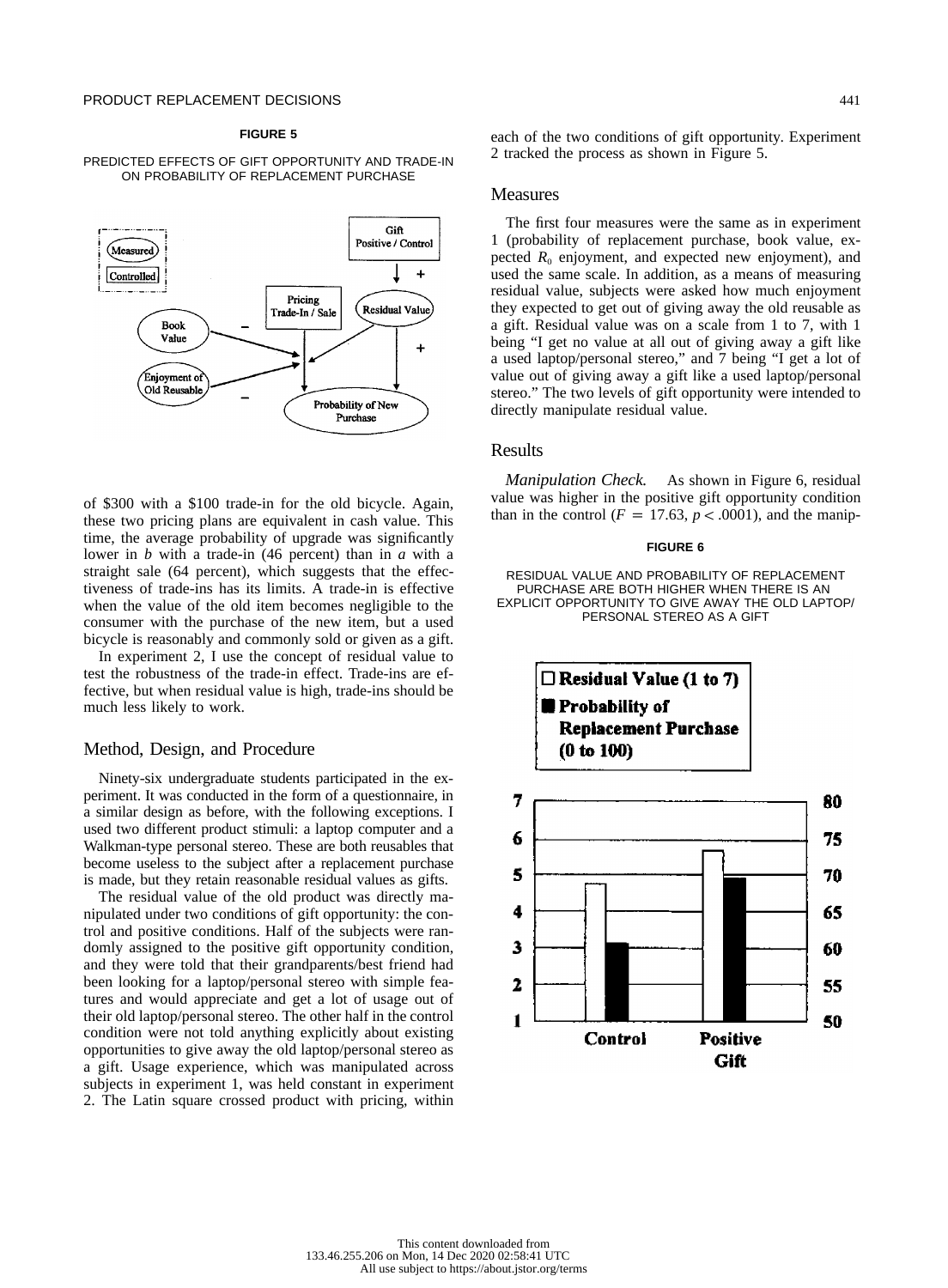**FIGURE 5**

PREDICTED EFFECTS OF GIFT OPPORTUNITY AND TRADE-IN ON PROBABILITY OF REPLACEMENT PURCHASE

of $300 with a $100 trade-in for the old bicycle. Again, these two pricing plans are equivalent in cash value. This time, the average probability of upgrade was significantly lower in *b* with a trade-in (46 percent) than in *a* with a straight sale (64 percent), which suggests that the effectiveness of trade-ins has its limits. A trade-in is effective when the value of the old item becomes negligible to the consumer with the purchase of the new item, but a used bicycle is reasonably and commonly sold or given as a gift.

In experiment 2, I use the concept of residual value to test the robustness of the trade-in effect. Trade-ins are effective, but when residual value is high, trade-ins should be much less likely to work.

## Method, Design, and Procedure

Ninety-six undergraduate students participated in the experiment. It was conducted in the form of a questionnaire, in a similar design as before, with the following exceptions. I used two different product stimuli: a laptop computer and a Walkman-type personal stereo. These are both reusables that become useless to the subject after a replacement purchase is made, but they retain reasonable residual values as gifts.

The residual value of the old product was directly manipulated under two conditions of gift opportunity: the control and positive conditions. Half of the subjects were randomly assigned to the positive gift opportunity condition, and they were told that their grandparents/best friend had been looking for a laptop/personal stereo with simple features and would appreciate and get a lot of usage out of their old laptop/personal stereo. The other half in the control condition were not told anything explicitly about existing opportunities to give away the old laptop/personal stereo as a gift. Usage experience, which was manipulated across subjects in experiment 1, was held constant in experiment 2. The Latin square crossed product with pricing, within each of the two conditions of gift opportunity. Experiment 2 tracked the process as shown in Figure 5.

## Measures

The first four measures were the same as in experiment 1 (probability of replacement purchase, book value, expected $R_0$ enjoyment, and expected new enjoyment), and used the same scale. In addition, as a means of measuring residual value, subjects were asked how much enjoyment they expected to get out of giving away the old reusable as a gift. Residual value was on a scale from 1 to 7, with 1 being "I get no value at all out of giving away a gift like a used laptop/personal stereo," and 7 being "I get a lot of value out of giving away a gift like a used laptop/personal stereo." The two levels of gift opportunity were intended to directly manipulate residual value.

## Results

*Manipulation Check.* As shown in Figure 6, residual value was higher in the positive gift opportunity condition than in the control ($F = 17.63$, $p < .0001$), and the manip-

**FIGURE 6**

RESIDUAL VALUE AND PROBABILITY OF REPLACEMENT PURCHASE ARE BOTH HIGHER WHEN THERE IS AN EXPLICIT OPPORTUNITY TO GIVE AWAY THE OLD LAPTOP/PERSONAL STEREO AS A GIFT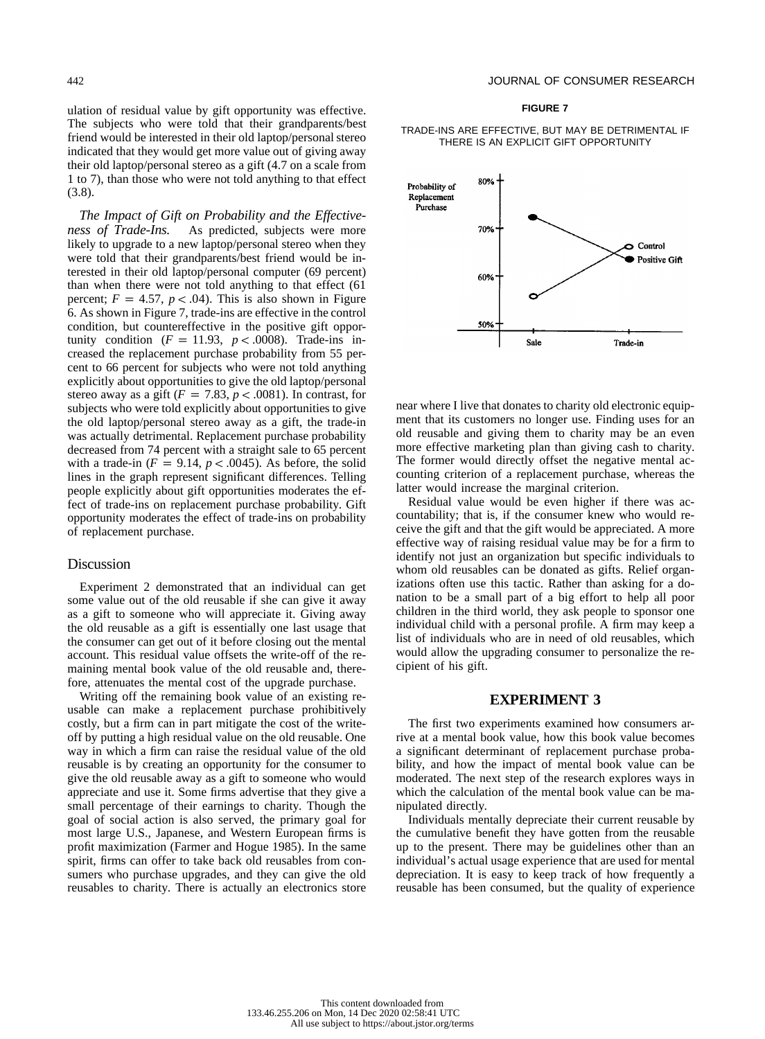ulation of residual value by gift opportunity was effective. The subjects who were told that their grandparents/best friend would be interested in their old laptop/personal stereo indicated that they would get more value out of giving away their old laptop/personal stereo as a gift (4.7 on a scale from 1 to 7), than those who were not told anything to that effect (3.8).

*The Impact of Gift on Probability and the Effectiveness of Trade-Ins.* As predicted, subjects were more likely to upgrade to a new laptop/personal stereo when they were told that their grandparents/best friend would be interested in their old laptop/personal computer (69 percent) than when there were not told anything to that effect (61 percent; $F = 4.57$, $p < .04$). This is also shown in Figure 6. As shown in Figure 7, trade-ins are effective in the control condition, but countereffective in the positive gift opportunity condition ($F = 11.93$, $p < .0008$). Trade-ins increased the replacement purchase probability from 55 percent to 66 percent for subjects who were not told anything explicitly about opportunities to give the old laptop/personal stereo away as a gift ($F = 7.83$, $p < .0081$). In contrast, for subjects who were told explicitly about opportunities to give the old laptop/personal stereo away as a gift, the trade-in was actually detrimental. Replacement purchase probability decreased from 74 percent with a straight sale to 65 percent with a trade-in ($F = 9.14$, $p < .0045$). As before, the solid lines in the graph represent significant differences. Telling people explicitly about gift opportunities moderates the effect of trade-ins on replacement purchase probability. Gift opportunity moderates the effect of trade-ins on probability of replacement purchase.

**FIGURE 7**

TRADE-INS ARE EFFECTIVE, BUT MAY BE DETRIMENTAL IF THERE IS AN EXPLICIT GIFT OPPORTUNITY

Probability of Replacement Purchase

80%

70%

60%

50%

Sale

Trade-in

Control

Positive Gift

## Discussion

Experiment 2 demonstrated that an individual can get some value out of the old reusable if she can give it away as a gift to someone who will appreciate it. Giving away the old reusable as a gift is essentially one last usage that the consumer can get out of it before closing out the mental account. This residual value offsets the write-off of the remaining mental book value of the old reusable and, therefore, attenuates the mental cost of the upgrade purchase.

Writing off the remaining book value of an existing reusable can make a replacement purchase prohibitively costly, but a firm can in part mitigate the cost of the write-off by putting a high residual value on the old reusable. One way in which a firm can raise the residual value of the old reusable is by creating an opportunity for the consumer to give the old reusable away as a gift to someone who would appreciate and use it. Some firms advertise that they give a small percentage of their earnings to charity. Though the goal of social action is also served, the primary goal for most large U.S., Japanese, and Western European firms is profit maximization (Farmer and Hogue 1985). In the same spirit, firms can offer to take back old reusables from consumers who purchase upgrades, and they can give the old reusables to charity. There is actually an electronics store near where I live that donates to charity old electronic equipment that its customers no longer use. Finding uses for an old reusable and giving them to charity may be an even more effective marketing plan than giving cash to charity. The former would directly offset the negative mental accounting criterion of a replacement purchase, whereas the latter would increase the marginal criterion.

Residual value would be even higher if there was accountability; that is, if the consumer knew who would receive the gift and that the gift would be appreciated. A more effective way of raising residual value may be for a firm to identify not just an organization but specific individuals to whom old reusables can be donated as gifts. Relief organizations often use this tactic. Rather than asking for a donation to be a small part of a big effort to help all poor children in the third world, they ask people to sponsor one individual child with a personal profile. A firm may keep a list of individuals who are in need of old reusables, which would allow the upgrading consumer to personalize the recipient of his gift.

# EXPERIMENT 3

The first two experiments examined how consumers arrive at a mental book value, how this book value becomes a significant determinant of replacement purchase probability, and how the impact of mental book value can be moderated. The next step of the research explores ways in which the calculation of the mental book value can be manipulated directly.

Individuals mentally depreciate their current reusable by the cumulative benefit they have gotten from the reusable up to the present. There may be guidelines other than an individual's actual usage experience that are used for mental depreciation. It is easy to keep track of how frequently a reusable has been consumed, but the quality of experience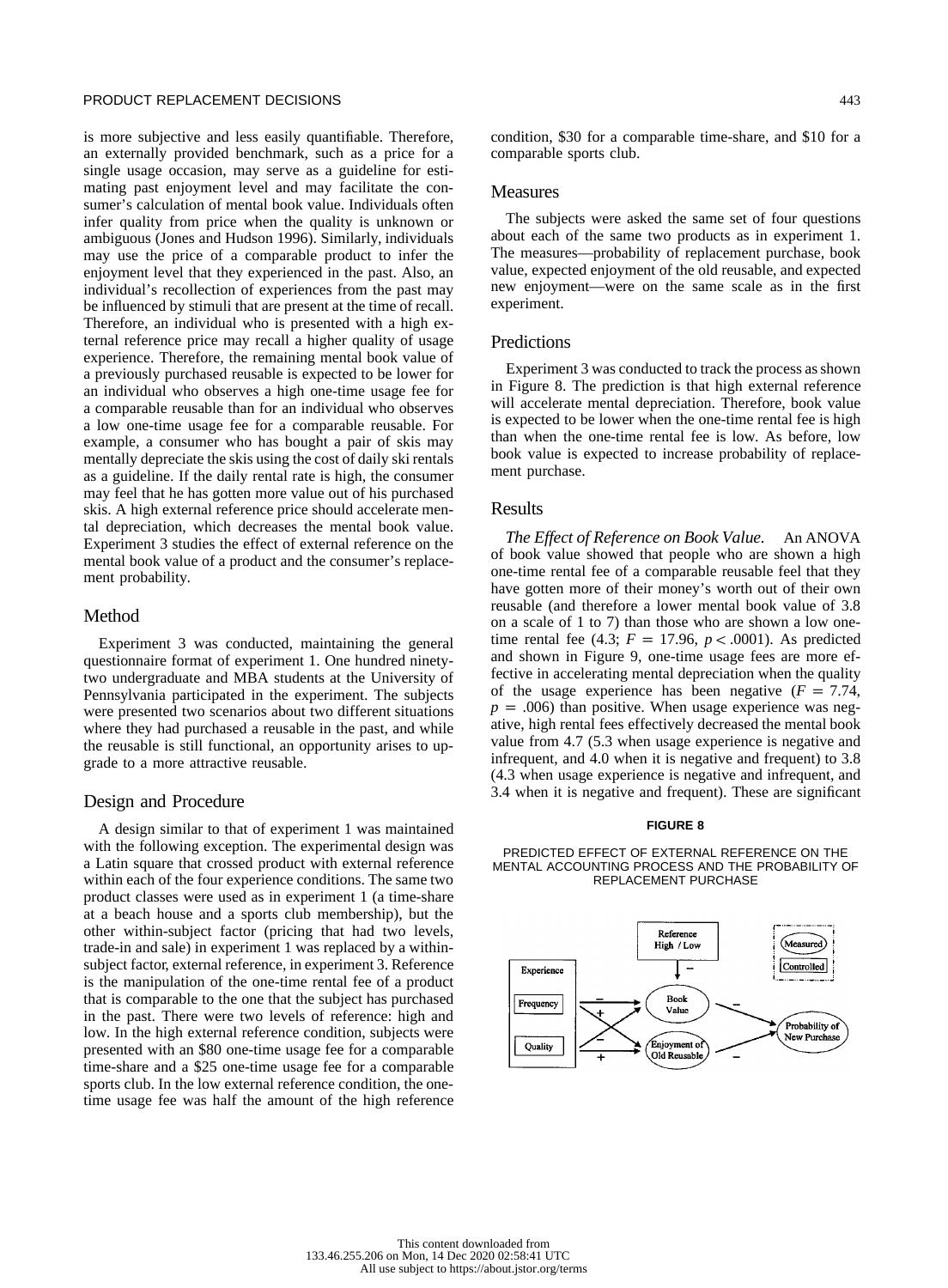is more subjective and less easily quantifiable. Therefore, an externally provided benchmark, such as a price for a single usage occasion, may serve as a guideline for estimating past enjoyment level and may facilitate the consumer's calculation of mental book value. Individuals often infer quality from price when the quality is unknown or ambiguous (Jones and Hudson 1996). Similarly, individuals may use the price of a comparable product to infer the enjoyment level that they experienced in the past. Also, an individual's recollection of experiences from the past may be influenced by stimuli that are present at the time of recall. Therefore, an individual who is presented with a high external reference price may recall a higher quality of usage experience. Therefore, the remaining mental book value of a previously purchased reusable is expected to be lower for an individual who observes a high one-time usage fee for a comparable reusable than for an individual who observes a low one-time usage fee for a comparable reusable. For example, a consumer who has bought a pair of skis may mentally depreciate the skis using the cost of daily ski rentals as a guideline. If the daily rental rate is high, the consumer may feel that he has gotten more value out of his purchased skis. A high external reference price should accelerate mental depreciation, which decreases the mental book value. Experiment 3 studies the effect of external reference on the mental book value of a product and the consumer's replacement probability.

## Method

Experiment 3 was conducted, maintaining the general questionnaire format of experiment 1. One hundred ninety-two undergraduate and MBA students at the University of Pennsylvania participated in the experiment. The subjects were presented two scenarios about two different situations where they had purchased a reusable in the past, and while the reusable is still functional, an opportunity arises to upgrade to a more attractive reusable.

## Design and Procedure

A design similar to that of experiment 1 was maintained with the following exception. The experimental design was a Latin square that crossed product with external reference within each of the four experience conditions. The same two product classes were used as in experiment 1 (a time-share at a beach house and a sports club membership), but the other within-subject factor (pricing that had two levels, trade-in and sale) in experiment 1 was replaced by a within-subject factor, external reference, in experiment 3. Reference is the manipulation of the one-time rental fee of a product that is comparable to the one that the subject has purchased in the past. There were two levels of reference: high and low. In the high external reference condition, subjects were presented with an \$80 one-time usage fee for a comparable time-share and a \$25 one-time usage fee for a comparable sports club. In the low external reference condition, the one-time usage fee was half the amount of the high reference condition, \$30 for a comparable time-share, and \$10 for a comparable sports club.

## Measures

The subjects were asked the same set of four questions about each of the same two products as in experiment 1. The measures—probability of replacement purchase, book value, expected enjoyment of the old reusable, and expected new enjoyment—were on the same scale as in the first experiment.

## Predictions

Experiment 3 was conducted to track the process as shown in Figure 8. The prediction is that high external reference will accelerate mental depreciation. Therefore, book value is expected to be lower when the one-time rental fee is high than when the one-time rental fee is low. As before, low book value is expected to increase probability of replacement purchase.

## Results

*The Effect of Reference on Book Value.* An ANOVA of book value showed that people who are shown a high one-time rental fee of a comparable reusable feel that they have gotten more of their money's worth out of their own reusable (and therefore a lower mental book value of 3.8 on a scale of 1 to 7) than those who are shown a low one-time rental fee (4.3; $F = 17.96$, $p < .0001$). As predicted and shown in Figure 9, one-time usage fees are more effective in accelerating mental depreciation when the quality of the usage experience has been negative ($F = 7.74$, $p = .006$) than positive. When usage experience was negative, high rental fees effectively decreased the mental book value from 4.7 (5.3 when usage experience is negative and infrequent, and 4.0 when it is negative and frequent) to 3.8 (4.3 when usage experience is negative and infrequent, and 3.4 when it is negative and frequent). These are significant

**FIGURE 8**

PREDICTED EFFECT OF EXTERNAL REFERENCE ON THE MENTAL ACCOUNTING PROCESS AND THE PROBABILITY OF REPLACEMENT PURCHASE

Reference High / Low
Measured
Controlled
Experience
Frequency
Quality
Book Value
Enjoyment of Old Reusable
Probability of New Purchase
–
+
–
+
–
–
–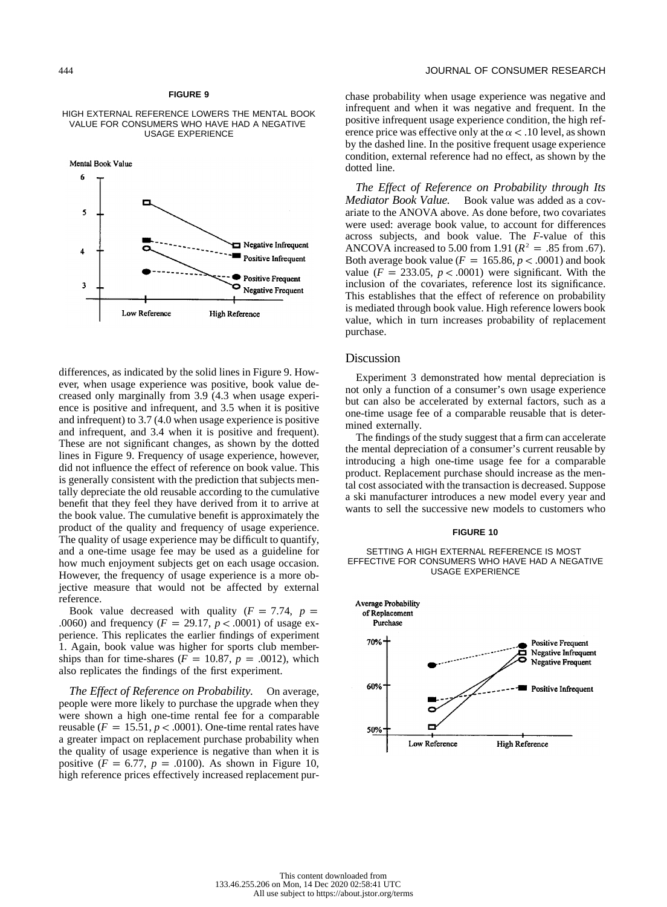**FIGURE 9**

HIGH EXTERNAL REFERENCE LOWERS THE MENTAL BOOK VALUE FOR CONSUMERS WHO HAVE HAD A NEGATIVE USAGE EXPERIENCE

differences, as indicated by the solid lines in Figure 9. However, when usage experience was positive, book value decreased only marginally from 3.9 (4.3 when usage experience is positive and infrequent, and 3.5 when it is positive and infrequent) to 3.7 (4.0 when usage experience is positive and infrequent, and 3.4 when it is positive and frequent). These are not significant changes, as shown by the dotted lines in Figure 9. Frequency of usage experience, however, did not influence the effect of reference on book value. This is generally consistent with the prediction that subjects mentally depreciate the old reusable according to the cumulative benefit that they feel they have derived from it to arrive at the book value. The cumulative benefit is approximately the product of the quality and frequency of usage experience. The quality of usage experience may be difficult to quantify, and a one-time usage fee may be used as a guideline for how much enjoyment subjects get on each usage occasion. However, the frequency of usage experience is a more objective measure that would not be affected by external reference.

Book value decreased with quality ($F = 7.74$, $p = .0060$) and frequency ($F = 29.17$, $p < .0001$) of usage experience. This replicates the earlier findings of experiment 1. Again, book value was higher for sports club memberships than for time-shares ($F = 10.87$, $p = .0012$), which also replicates the findings of the first experiment.

*The Effect of Reference on Probability.* On average, people were more likely to purchase the upgrade when they were shown a high one-time rental fee for a comparable reusable ($F = 15.51$, $p < .0001$). One-time rental rates have a greater impact on replacement purchase probability when the quality of usage experience is negative than when it is positive ($F = 6.77$, $p = .0100$). As shown in Figure 10, high reference prices effectively increased replacement purchase probability when usage experience was negative and infrequent and when it was negative and frequent. In the positive infrequent usage experience condition, the high reference price was effective only at the $\alpha < .10$ level, as shown by the dashed line. In the positive frequent usage experience condition, external reference had no effect, as shown by the dotted line.

*The Effect of Reference on Probability through Its Mediator Book Value.* Book value was added as a covariate to the ANOVA above. As done before, two covariates were used: average book value, to account for differences across subjects, and book value. The *F*-value of this ANCOVA increased to 5.00 from 1.91 ($R^2 = .85$ from .67). Both average book value ($F = 165.86$, $p < .0001$) and book value ($F = 233.05$, $p < .0001$) were significant. With the inclusion of the covariates, reference lost its significance. This establishes that the effect of reference on probability is mediated through book value. High reference lowers book value, which in turn increases probability of replacement purchase.

## Discussion

Experiment 3 demonstrated how mental depreciation is not only a function of a consumer's own usage experience but can also be accelerated by external factors, such as a one-time usage fee of a comparable reusable that is determined externally.

The findings of the study suggest that a firm can accelerate the mental depreciation of a consumer's current reusable by introducing a high one-time usage fee for a comparable product. Replacement purchase should increase as the mental cost associated with the transaction is decreased. Suppose a ski manufacturer introduces a new model every year and wants to sell the successive new models to customers who

**FIGURE 10**

SETTING A HIGH EXTERNAL REFERENCE IS MOST EFFECTIVE FOR CONSUMERS WHO HAVE HAD A NEGATIVE USAGE EXPERIENCE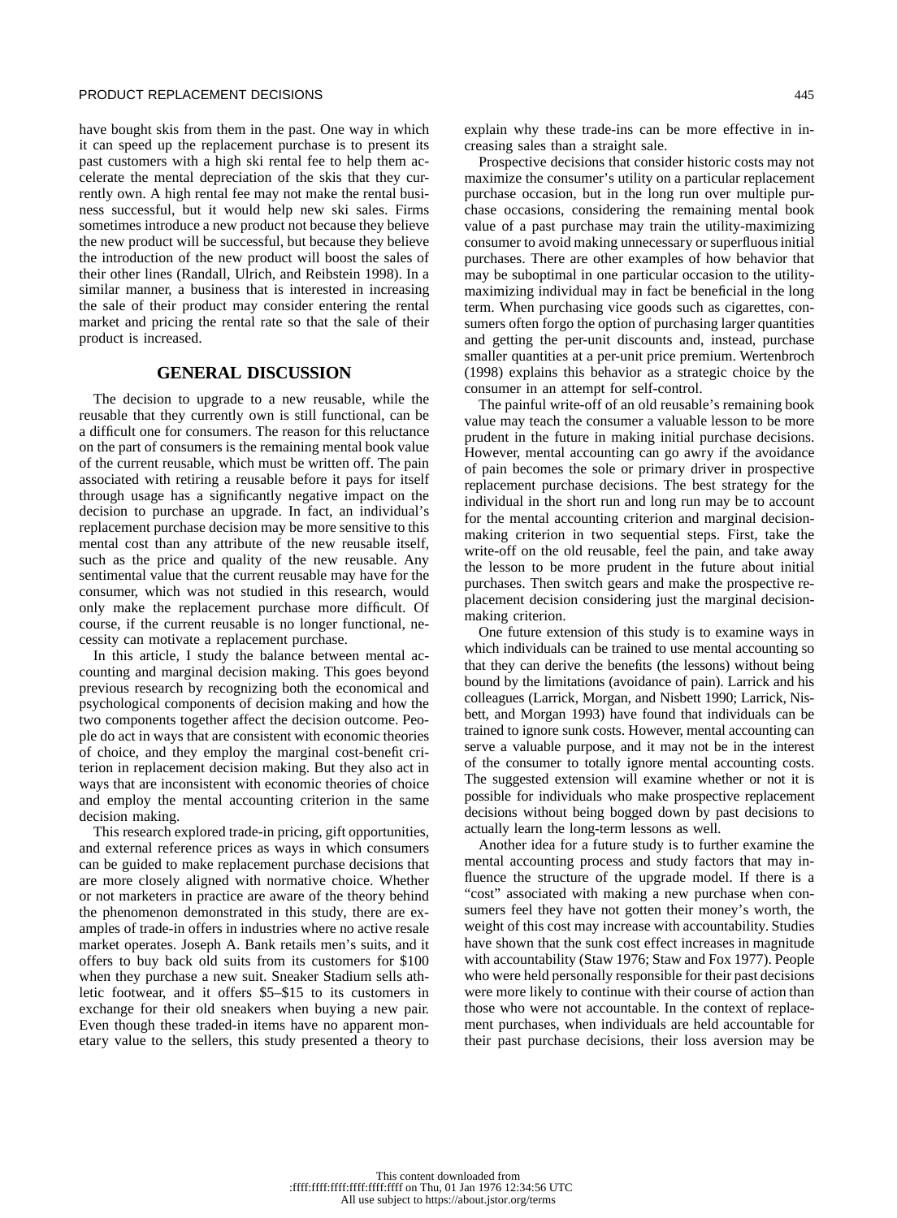have bought skis from them in the past. One way in which it can speed up the replacement purchase is to present its past customers with a high ski rental fee to help them accelerate the mental depreciation of the skis that they currently own. A high rental fee may not make the rental business successful, but it would help new ski sales. Firms sometimes introduce a new product not because they believe the new product will be successful, but because they believe the introduction of the new product will boost the sales of their other lines (Randall, Ulrich, and Reibstein 1998). In a similar manner, a business that is interested in increasing the sale of their product may consider entering the rental market and pricing the rental rate so that the sale of their product is increased.

## GENERAL DISCUSSION

The decision to upgrade to a new reusable, while the reusable that they currently own is still functional, can be a difficult one for consumers. The reason for this reluctance on the part of consumers is the remaining mental book value of the current reusable, which must be written off. The pain associated with retiring a reusable before it pays for itself through usage has a significantly negative impact on the decision to purchase an upgrade. In fact, an individual's replacement purchase decision may be more sensitive to this mental cost than any attribute of the new reusable itself, such as the price and quality of the new reusable. Any sentimental value that the current reusable may have for the consumer, which was not studied in this research, would only make the replacement purchase more difficult. Of course, if the current reusable is no longer functional, necessity can motivate a replacement purchase.

In this article, I study the balance between mental accounting and marginal decision making. This goes beyond previous research by recognizing both the economical and psychological components of decision making and how the two components together affect the decision outcome. People do act in ways that are consistent with economic theories of choice, and they employ the marginal cost-benefit criterion in replacement decision making. But they also act in ways that are inconsistent with economic theories of choice and employ the mental accounting criterion in the same decision making.

This research explored trade-in pricing, gift opportunities, and external reference prices as ways in which consumers can be guided to make replacement purchase decisions that are more closely aligned with normative choice. Whether or not marketers in practice are aware of the theory behind the phenomenon demonstrated in this study, there are examples of trade-in offers in industries where no active resale market operates. Joseph A. Bank retails men's suits, and it offers to buy back old suits from its customers for \$100 when they purchase a new suit. Sneaker Stadium sells athletic footwear, and it offers \$5–\$15 to its customers in exchange for their old sneakers when buying a new pair. Even though these traded-in items have no apparent monetary value to the sellers, this study presented a theory to explain why these trade-ins can be more effective in increasing sales than a straight sale.

Prospective decisions that consider historic costs may not maximize the consumer's utility on a particular replacement purchase occasion, but in the long run over multiple purchase occasions, considering the remaining mental book value of a past purchase may train the utility-maximizing consumer to avoid making unnecessary or superfluous initial purchases. There are other examples of how behavior that may be suboptimal in one particular occasion to the utility-maximizing individual may in fact be beneficial in the long term. When purchasing vice goods such as cigarettes, consumers often forgo the option of purchasing larger quantities and getting the per-unit discounts and, instead, purchase smaller quantities at a per-unit price premium. Wertenbroch (1998) explains this behavior as a strategic choice by the consumer in an attempt for self-control.

The painful write-off of an old reusable's remaining book value may teach the consumer a valuable lesson to be more prudent in the future in making initial purchase decisions. However, mental accounting can go awry if the avoidance of pain becomes the sole or primary driver in prospective replacement purchase decisions. The best strategy for the individual in the short run and long run may be to account for the mental accounting criterion and marginal decision-making criterion in two sequential steps. First, take the write-off on the old reusable, feel the pain, and take away the lesson to be more prudent in the future about initial purchases. Then switch gears and make the prospective replacement decision considering just the marginal decision-making criterion.

One future extension of this study is to examine ways in which individuals can be trained to use mental accounting so that they can derive the benefits (the lessons) without being bound by the limitations (avoidance of pain). Larrick and his colleagues (Larrick, Morgan, and Nisbett 1990; Larrick, Nisbett, and Morgan 1993) have found that individuals can be trained to ignore sunk costs. However, mental accounting can serve a valuable purpose, and it may not be in the interest of the consumer to totally ignore mental accounting costs. The suggested extension will examine whether or not it is possible for individuals who make prospective replacement decisions without being bogged down by past decisions to actually learn the long-term lessons as well.

Another idea for a future study is to further examine the mental accounting process and study factors that may influence the structure of the upgrade model. If there is a "cost" associated with making a new purchase when consumers feel they have not gotten their money's worth, the weight of this cost may increase with accountability. Studies have shown that the sunk cost effect increases in magnitude with accountability (Staw 1976; Staw and Fox 1977). People who were held personally responsible for their past decisions were more likely to continue with their course of action than those who were not accountable. In the context of replacement purchases, when individuals are held accountable for their past purchase decisions, their loss aversion may be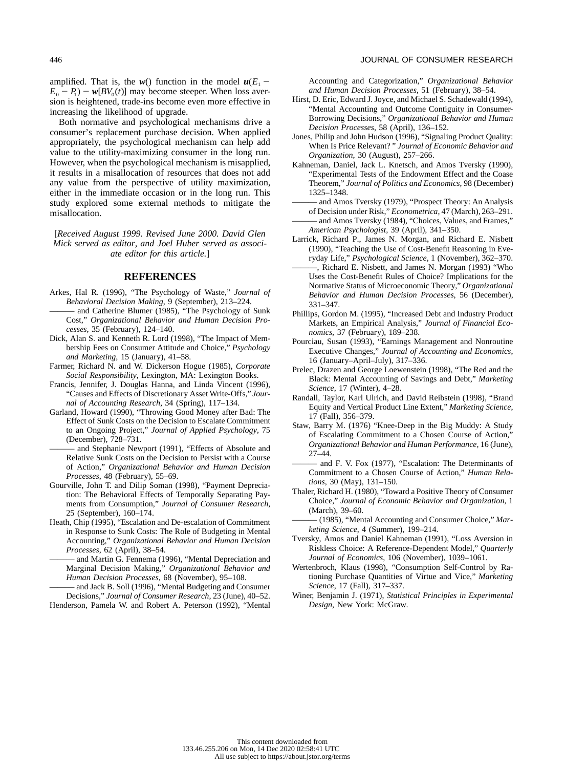amplified. That is, the $\boldsymbol{w}()$ function in the model $\boldsymbol{u}(E_1 - E_0 - P_1) - \boldsymbol{w}[BV_0(t)]$ may become steeper. When loss aversion is heightened, trade-ins become even more effective in increasing the likelihood of upgrade.

Both normative and psychological mechanisms drive a consumer's replacement purchase decision. When applied appropriately, the psychological mechanism can help add value to the utility-maximizing consumer in the long run. However, when the psychological mechanism is misapplied, it results in a misallocation of resources that does not add any value from the perspective of utility maximization, either in the immediate occasion or in the long run. This study explored some external methods to mitigate the misallocation.

[*Received August 1999. Revised June 2000. David Glen Mick served as editor, and Joel Huber served as associate editor for this article.*]

## REFERENCES

Arkes, Hal R. (1996), "The Psychology of Waste," *Journal of Behavioral Decision Making*, 9 (September), 213–224.

——— and Catherine Blumer (1985), "The Psychology of Sunk Cost," *Organizational Behavior and Human Decision Processes*, 35 (February), 124–140.

Dick, Alan S. and Kenneth R. Lord (1998), "The Impact of Membership Fees on Consumer Attitude and Choice," *Psychology and Marketing*, 15 (January), 41–58.

Farmer, Richard N. and W. Dickerson Hogue (1985), *Corporate Social Responsibility*, Lexington, MA: Lexington Books.

Francis, Jennifer, J. Douglas Hanna, and Linda Vincent (1996), "Causes and Effects of Discretionary Asset Write-Offs," *Journal of Accounting Research*, 34 (Spring), 117–134.

Garland, Howard (1990), "Throwing Good Money after Bad: The Effect of Sunk Costs on the Decision to Escalate Commitment to an Ongoing Project," *Journal of Applied Psychology*, 75 (December), 728–731.

——— and Stephanie Newport (1991), "Effects of Absolute and Relative Sunk Costs on the Decision to Persist with a Course of Action," *Organizational Behavior and Human Decision Processes*, 48 (February), 55–69.

Gourville, John T. and Dilip Soman (1998), "Payment Depreciation: The Behavioral Effects of Temporally Separating Payments from Consumption," *Journal of Consumer Research*, 25 (September), 160–174.

Heath, Chip (1995), "Escalation and De-escalation of Commitment in Response to Sunk Costs: The Role of Budgeting in Mental Accounting," *Organizational Behavior and Human Decision Processes*, 62 (April), 38–54.

——— and Martin G. Fennema (1996), "Mental Depreciation and Marginal Decision Making," *Organizational Behavior and Human Decision Processes*, 68 (November), 95–108.

——— and Jack B. Soll (1996), "Mental Budgeting and Consumer Decisions," *Journal of Consumer Research*, 23 (June), 40–52.

Henderson, Pamela W. and Robert A. Peterson (1992), "Mental Accounting and Categorization," *Organizational Behavior and Human Decision Processes*, 51 (February), 38–54.

Hirst, D. Eric, Edward J. Joyce, and Michael S. Schadewald (1994), "Mental Accounting and Outcome Contiguity in Consumer-Borrowing Decisions," *Organizational Behavior and Human Decision Processes*, 58 (April), 136–152.

Jones, Philip and John Hudson (1996), "Signaling Product Quality: When Is Price Relevant? " *Journal of Economic Behavior and Organization*, 30 (August), 257–266.

Kahneman, Daniel, Jack L. Knetsch, and Amos Tversky (1990), "Experimental Tests of the Endowment Effect and the Coase Theorem," *Journal of Politics and Economics*, 98 (December) 1325–1348.

——— and Amos Tversky (1979), "Prospect Theory: An Analysis of Decision under Risk," *Econometrica*, 47 (March), 263–291.

——— and Amos Tversky (1984), "Choices, Values, and Frames," *American Psychologist*, 39 (April), 341–350.

Larrick, Richard P., James N. Morgan, and Richard E. Nisbett (1990), "Teaching the Use of Cost-Benefit Reasoning in Everyday Life," *Psychological Science*, 1 (November), 362–370.

———, Richard E. Nisbett, and James N. Morgan (1993) "Who Uses the Cost-Benefit Rules of Choice? Implications for the Normative Status of Microeconomic Theory," *Organizational Behavior and Human Decision Processes*, 56 (December), 331–347.

Phillips, Gordon M. (1995), "Increased Debt and Industry Product Markets, an Empirical Analysis," *Journal of Financial Economics*, 37 (February), 189–238.

Pourciau, Susan (1993), "Earnings Management and Nonroutine Executive Changes," *Journal of Accounting and Economics*, 16 (January–April–July), 317–336.

Prelec, Drazen and George Loewenstein (1998), "The Red and the Black: Mental Accounting of Savings and Debt," *Marketing Science*, 17 (Winter), 4–28.

Randall, Taylor, Karl Ulrich, and David Reibstein (1998), "Brand Equity and Vertical Product Line Extent," *Marketing Science*, 17 (Fall), 356–379.

Staw, Barry M. (1976) "Knee-Deep in the Big Muddy: A Study of Escalating Commitment to a Chosen Course of Action," *Organizational Behavior and Human Performance*, 16 (June), 27–44.

——— and F. V. Fox (1977), "Escalation: The Determinants of Commitment to a Chosen Course of Action," *Human Relations*, 30 (May), 131–150.

Thaler, Richard H. (1980), "Toward a Positive Theory of Consumer Choice," *Journal of Economic Behavior and Organization*, 1 (March), 39–60.

——— (1985), "Mental Accounting and Consumer Choice," *Marketing Science*, 4 (Summer), 199–214.

Tversky, Amos and Daniel Kahneman (1991), "Loss Aversion in Riskless Choice: A Reference-Dependent Model," *Quarterly Journal of Economics*, 106 (November), 1039–1061.

Wertenbroch, Klaus (1998), "Consumption Self-Control by Rationing Purchase Quantities of Virtue and Vice," *Marketing Science*, 17 (Fall), 317–337.

Winer, Benjamin J. (1971), *Statistical Principles in Experimental Design*, New York: McGraw.